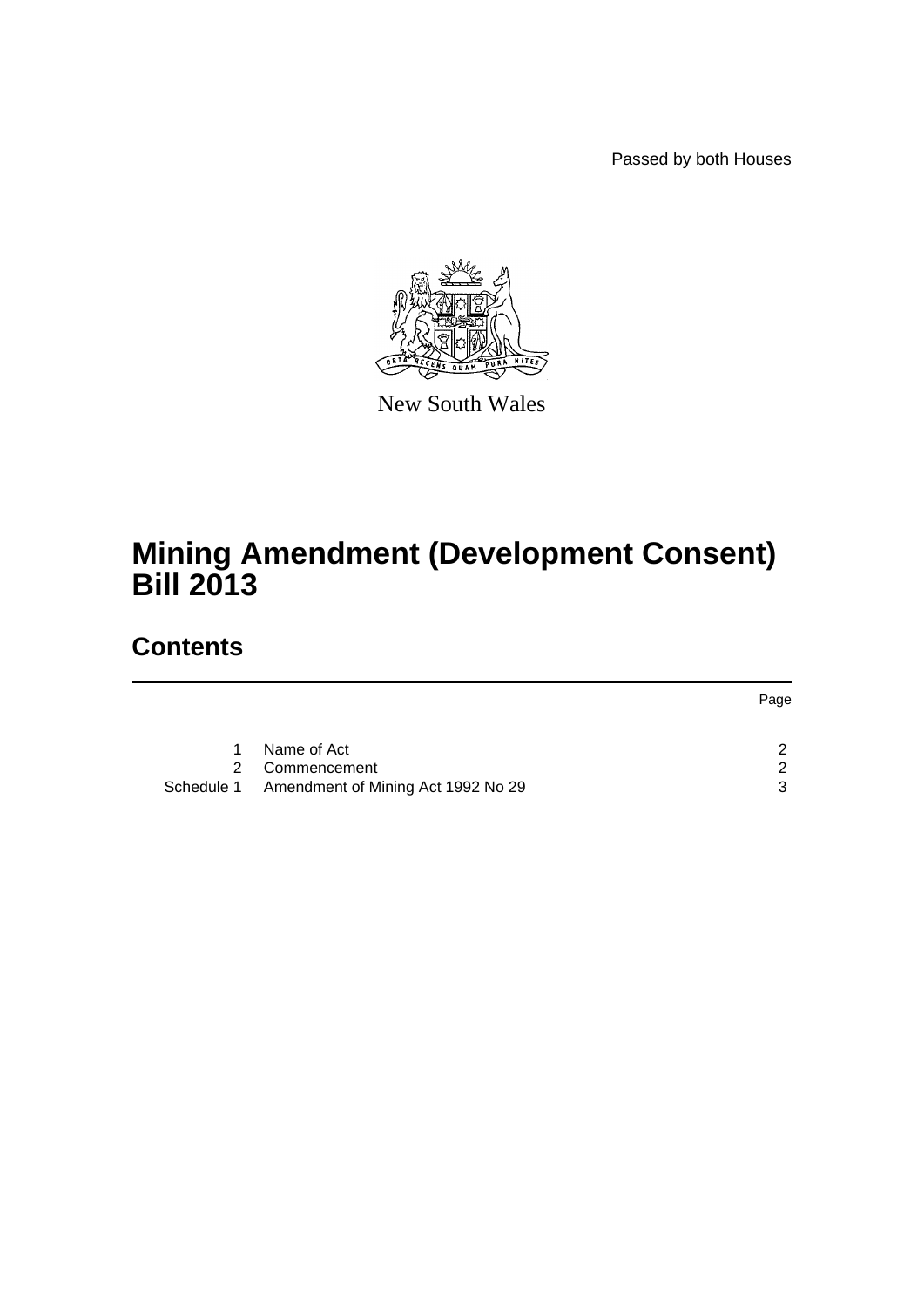Passed by both Houses

New South Wales

# Mining Amendment (Development Consent) Bill 2013

## Contents

| | | Page |
|---|---|---|
| 1 | Name of Act | 2 |
| 2 | Commencement | 2 |
| Schedule 1 | Amendment of Mining Act 1992 No 29 | 3 |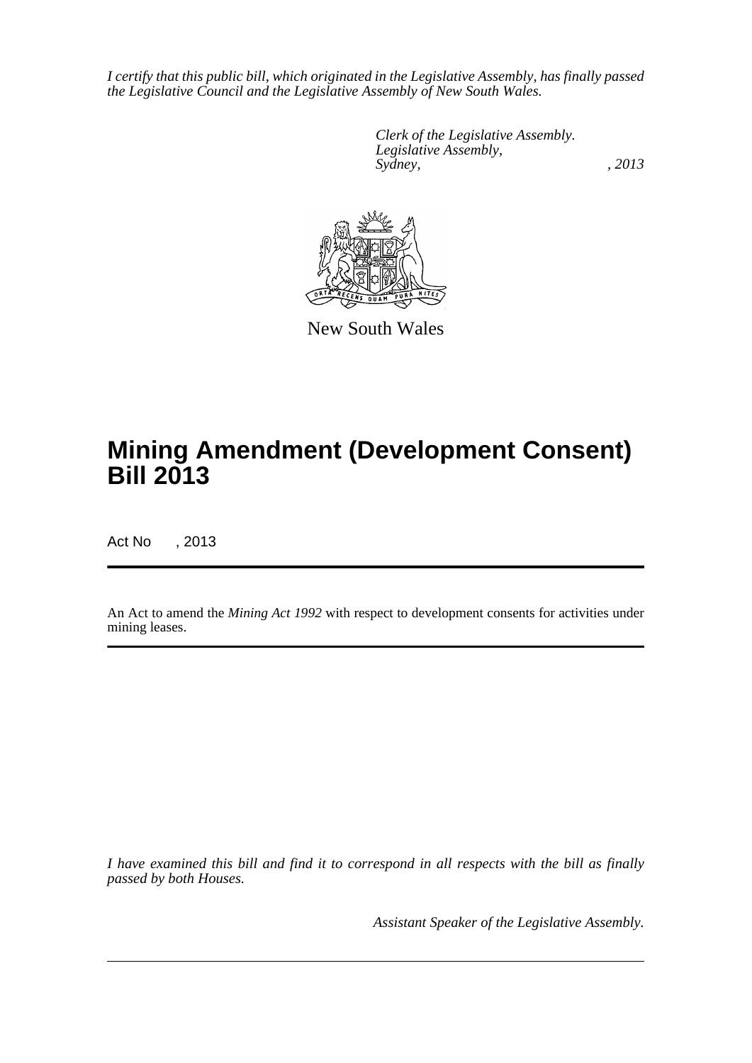*I certify that this public bill, which originated in the Legislative Assembly, has finally passed the Legislative Council and the Legislative Assembly of New South Wales.*

*Clerk of the Legislative Assembly.*
*Legislative Assembly,*
*Sydney, , 2013*

New South Wales

# Mining Amendment (Development Consent) Bill 2013

Act No , 2013

An Act to amend the *Mining Act 1992* with respect to development consents for activities under mining leases.

*I have examined this bill and find it to correspond in all respects with the bill as finally passed by both Houses.*

*Assistant Speaker of the Legislative Assembly.*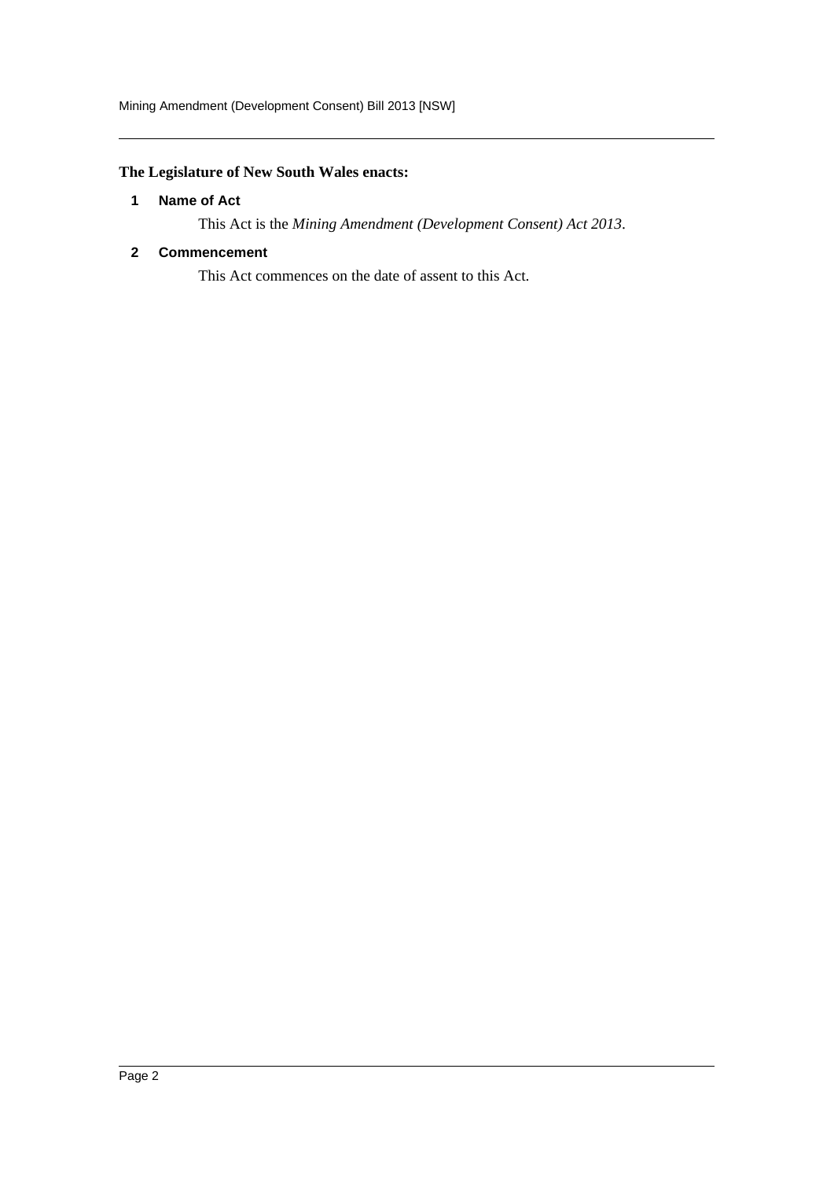**The Legislature of New South Wales enacts:**

## 1 Name of Act

This Act is the *Mining Amendment (Development Consent) Act 2013*.

## 2 Commencement

This Act commences on the date of assent to this Act.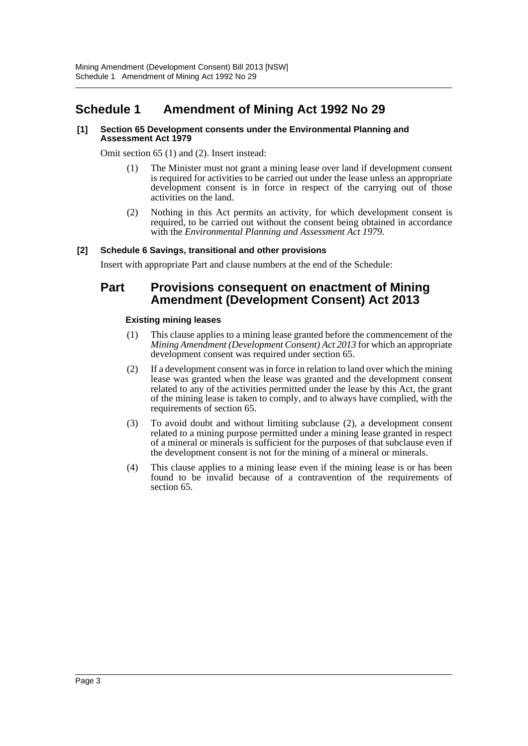# Schedule 1 Amendment of Mining Act 1992 No 29

**[1] Section 65 Development consents under the Environmental Planning and Assessment Act 1979**

Omit section 65 (1) and (2). Insert instead:

(1) The Minister must not grant a mining lease over land if development consent is required for activities to be carried out under the lease unless an appropriate development consent is in force in respect of the carrying out of those activities on the land.

(2) Nothing in this Act permits an activity, for which development consent is required, to be carried out without the consent being obtained in accordance with the *Environmental Planning and Assessment Act 1979*.

**[2] Schedule 6 Savings, transitional and other provisions**

Insert with appropriate Part and clause numbers at the end of the Schedule:

## Part Provisions consequent on enactment of Mining Amendment (Development Consent) Act 2013

#### Existing mining leases

(1) This clause applies to a mining lease granted before the commencement of the *Mining Amendment (Development Consent) Act 2013* for which an appropriate development consent was required under section 65.

(2) If a development consent was in force in relation to land over which the mining lease was granted when the lease was granted and the development consent related to any of the activities permitted under the lease by this Act, the grant of the mining lease is taken to comply, and to always have complied, with the requirements of section 65.

(3) To avoid doubt and without limiting subclause (2), a development consent related to a mining purpose permitted under a mining lease granted in respect of a mineral or minerals is sufficient for the purposes of that subclause even if the development consent is not for the mining of a mineral or minerals.

(4) This clause applies to a mining lease even if the mining lease is or has been found to be invalid because of a contravention of the requirements of section 65.